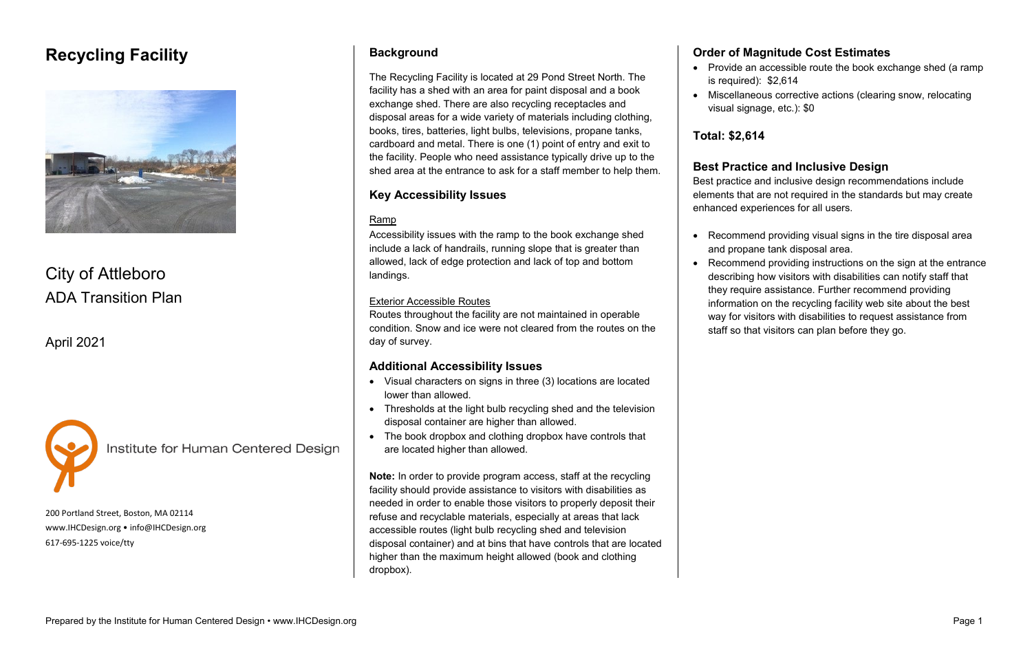# Recycling Facility

City of Attleboro
ADA Transition Plan

April 2021

Institute for Human Centered Design

200 Portland Street, Boston, MA 02114
www.IHCDesign.org • info@IHCDesign.org
617-695-1225 voice/tty

## Background

The Recycling Facility is located at 29 Pond Street North. The facility has a shed with an area for paint disposal and a book exchange shed. There are also recycling receptacles and disposal areas for a wide variety of materials including clothing, books, tires, batteries, light bulbs, televisions, propane tanks, cardboard and metal. There is one (1) point of entry and exit to the facility. People who need assistance typically drive up to the shed area at the entrance to ask for a staff member to help them.

## Key Accessibility Issues

Ramp

Accessibility issues with the ramp to the book exchange shed include a lack of handrails, running slope that is greater than allowed, lack of edge protection and lack of top and bottom landings.

Exterior Accessible Routes

Routes throughout the facility are not maintained in operable condition. Snow and ice were not cleared from the routes on the day of survey.

## Additional Accessibility Issues

- Visual characters on signs in three (3) locations are located lower than allowed.
- Thresholds at the light bulb recycling shed and the television disposal container are higher than allowed.
- The book dropbox and clothing dropbox have controls that are located higher than allowed.

**Note:** In order to provide program access, staff at the recycling facility should provide assistance to visitors with disabilities as needed in order to enable those visitors to properly deposit their refuse and recyclable materials, especially at areas that lack accessible routes (light bulb recycling shed and television disposal container) and at bins that have controls that are located higher than the maximum height allowed (book and clothing dropbox).

## Order of Magnitude Cost Estimates

- Provide an accessible route the book exchange shed (a ramp is required): $2,614
- Miscellaneous corrective actions (clearing snow, relocating visual signage, etc.): $0

**Total: $2,614**

## Best Practice and Inclusive Design

Best practice and inclusive design recommendations include elements that are not required in the standards but may create enhanced experiences for all users.

- Recommend providing visual signs in the tire disposal area and propane tank disposal area.
- Recommend providing instructions on the sign at the entrance describing how visitors with disabilities can notify staff that they require assistance. Further recommend providing information on the recycling facility web site about the best way for visitors with disabilities to request assistance from staff so that visitors can plan before they go.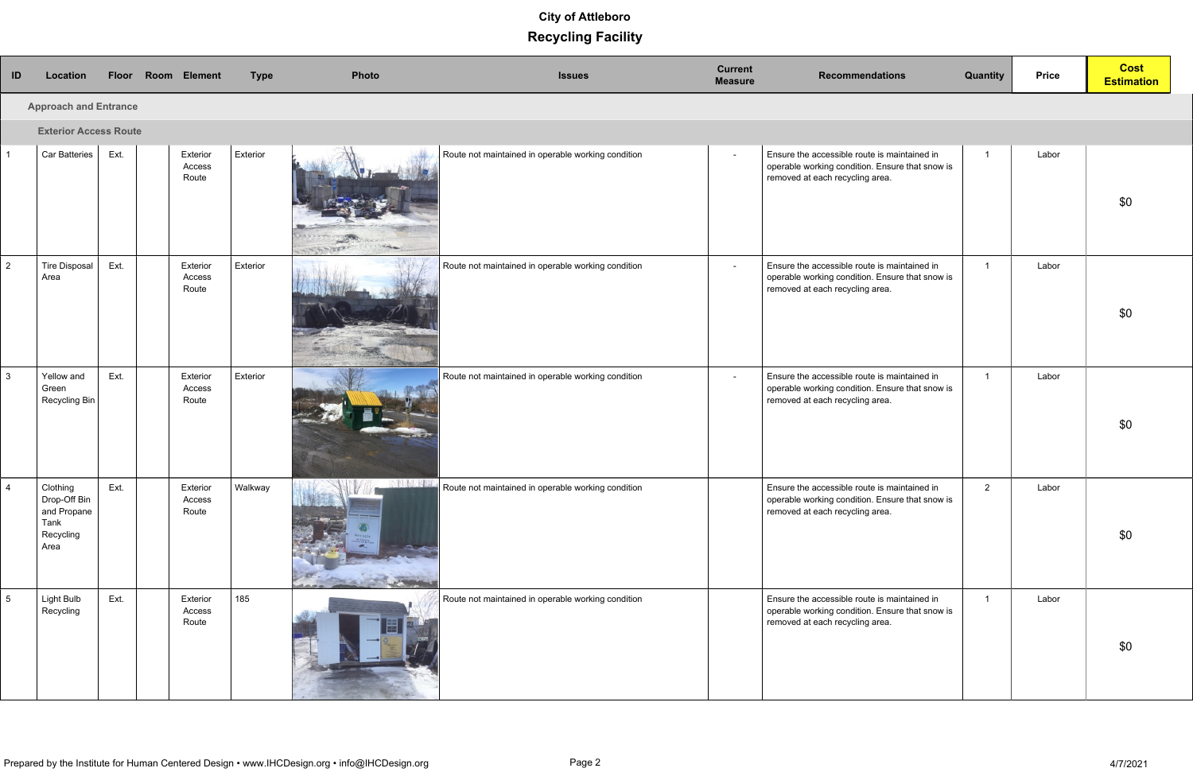# City of Attleboro

## Recycling Facility

| ID | Location | Floor | Room | Element | Type | Photo | Issues | Current Measure | Recommendations | Quantity | Price | Cost Estimation |
|---|---|---|---|---|---|---|---|---|---|---|---|---|
| **Approach and Entrance** | | | | | | | | | | | | |
| **Exterior Access Route** | | | | | | | | | | | | |
| 1 | Car Batteries | Ext. | | Exterior Access Route | Exterior | | Route not maintained in operable working condition | - | Ensure the accessible route is maintained in operable working condition. Ensure that snow is removed at each recycling area. | 1 | Labor | $0 |
| 2 | Tire Disposal Area | Ext. | | Exterior Access Route | Exterior | | Route not maintained in operable working condition | - | Ensure the accessible route is maintained in operable working condition. Ensure that snow is removed at each recycling area. | 1 | Labor | $0 |
| 3 | Yellow and Green Recycling Bin | Ext. | | Exterior Access Route | Exterior | | Route not maintained in operable working condition | - | Ensure the accessible route is maintained in operable working condition. Ensure that snow is removed at each recycling area. | 1 | Labor | $0 |
| 4 | Clothing Drop-Off Bin and Propane Tank Recycling Area | Ext. | | Exterior Access Route | Walkway | | Route not maintained in operable working condition | | Ensure the accessible route is maintained in operable working condition. Ensure that snow is removed at each recycling area. | 2 | Labor | $0 |
| 5 | Light Bulb Recycling | Ext. | | Exterior Access Route | 185 | | Route not maintained in operable working condition | | Ensure the accessible route is maintained in operable working condition. Ensure that snow is removed at each recycling area. | 1 | Labor | $0 |

Prepared by the Institute for Human Centered Design • www.IHCDesign.org • info@IHCDesign.org

4/7/2021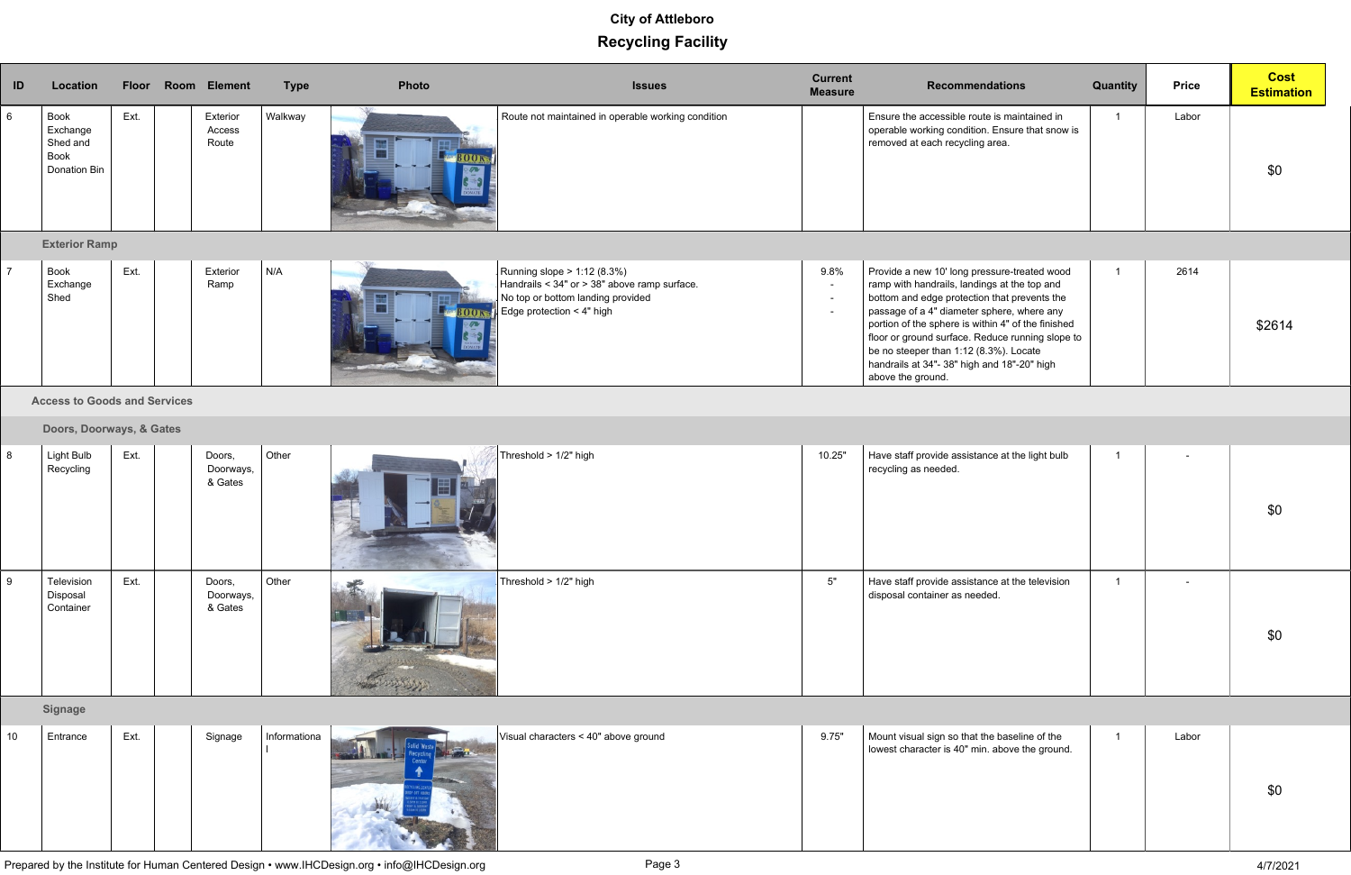## City of Attleboro

## Recycling Facility

| ID | Location | Floor | Room | Element | Type | Photo | Issues | Current Measure | Recommendations | Quantity | Price | Cost Estimation |
|---|---|---|---|---|---|---|---|---|---|---|---|---|
| 6 | Book Exchange Shed and Book Donation Bin | Ext. | | Exterior Access Route | Walkway | | Route not maintained in operable working condition | | Ensure the accessible route is maintained in operable working condition. Ensure that snow is removed at each recycling area. | 1 | Labor | $0 |
| **Exterior Ramp** | | | | | | | | | | | | |
| 7 | Book Exchange Shed | Ext. | | Exterior Ramp | N/A | | Running slope > 1:12 (8.3%)<br>Handrails < 34" or > 38" above ramp surface.<br>No top or bottom landing provided<br>Edge protection < 4" high | 9.8%<br>-<br>-<br>- | Provide a new 10' long pressure-treated wood ramp with handrails, landings at the top and bottom and edge protection that prevents the passage of a 4" diameter sphere, where any portion of the sphere is within 4" of the finished floor or ground surface. Reduce running slope to be no steeper than 1:12 (8.3%). Locate handrails at 34"- 38" high and 18"-20" high above the ground. | 1 | 2614 | $2614 |
| **Access to Goods and Services** | | | | | | | | | | | | |
| **Doors, Doorways, & Gates** | | | | | | | | | | | | |
| 8 | Light Bulb Recycling | Ext. | | Doors, Doorways, & Gates | Other | | Threshold > 1/2" high | 10.25" | Have staff provide assistance at the light bulb recycling as needed. | 1 | - | $0 |
| 9 | Television Disposal Container | Ext. | | Doors, Doorways, & Gates | Other | | Threshold > 1/2" high | 5" | Have staff provide assistance at the television disposal container as needed. | 1 | - | $0 |
| **Signage** | | | | | | | | | | | | |
| 10 | Entrance | Ext. | | Signage | Informational | | Visual characters < 40" above ground | 9.75" | Mount visual sign so that the baseline of the lowest character is 40" min. above the ground. | 1 | Labor | $0 |

Prepared by the Institute for Human Centered Design • www.IHCDesign.org • info@IHCDesign.org

4/7/2021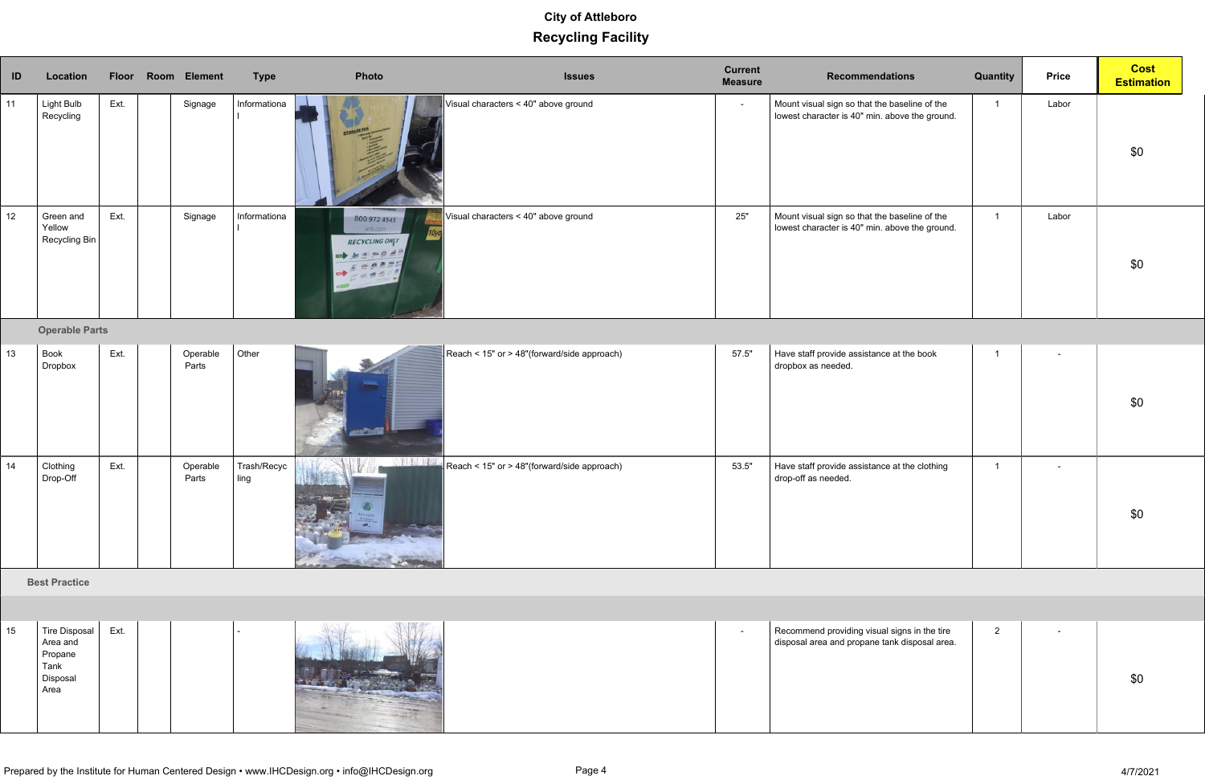# City of Attleboro

## Recycling Facility

| ID | Location | Floor | Room | Element | Type | Photo | Issues | Current Measure | Recommendations | Quantity | Price | Cost Estimation |
|---|---|---|---|---|---|---|---|---|---|---|---|---|
| 11 | Light Bulb Recycling | Ext. | | Signage | Informational | | Visual characters < 40" above ground | - | Mount visual sign so that the baseline of the lowest character is 40" min. above the ground. | 1 | Labor | $0 |
| 12 | Green and Yellow Recycling Bin | Ext. | | Signage | Informational | | Visual characters < 40" above ground | 25" | Mount visual sign so that the baseline of the lowest character is 40" min. above the ground. | 1 | Labor | $0 |
| | **Operable Parts** | | | | | | | | | | | |
| 13 | Book Dropbox | Ext. | | Operable Parts | Other | | Reach < 15" or > 48"(forward/side approach) | 57.5" | Have staff provide assistance at the book dropbox as needed. | 1 | - | $0 |
| 14 | Clothing Drop-Off | Ext. | | Operable Parts | Trash/Recycling | | Reach < 15" or > 48"(forward/side approach) | 53.5" | Have staff provide assistance at the clothing drop-off as needed. | 1 | - | $0 |
| | **Best Practice** | | | | | | | | | | | |
| 15 | Tire Disposal Area and Propane Tank Disposal Area | Ext. | | | - | | | - | Recommend providing visual signs in the tire disposal area and propane tank disposal area. | 2 | - | $0 |

Prepared by the Institute for Human Centered Design • www.IHCDesign.org • info@IHCDesign.org

4/7/2021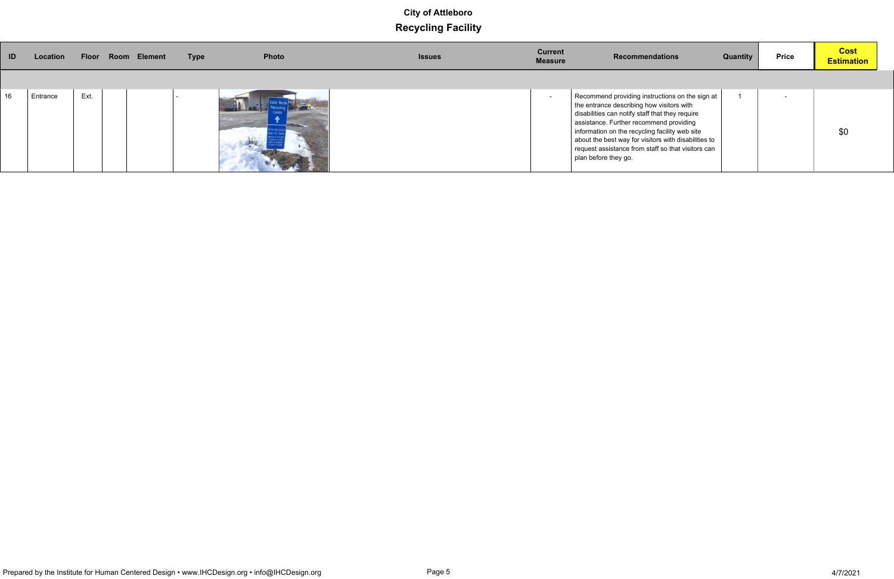**City of Attleboro**

**Recycling Facility**

| ID | Location | Floor | Room | Element | Type | Photo | Issues | Current Measure | Recommendations | Quantity | Price | Cost Estimation |
|---|---|---|---|---|---|---|---|---|---|---|---|---|
| | | | | | | | | | | | | |
| 16 | Entrance | Ext. | | | - | | | - | Recommend providing instructions on the sign at the entrance describing how visitors with disabilities can notify staff that they require assistance. Further recommend providing information on the recycling facility web site about the best way for visitors with disabilities to request assistance from staff so that visitors can plan before they go. | 1 | - | $0 |

Prepared by the Institute for Human Centered Design • www.IHCDesign.org • info@IHCDesign.org

4/7/2021